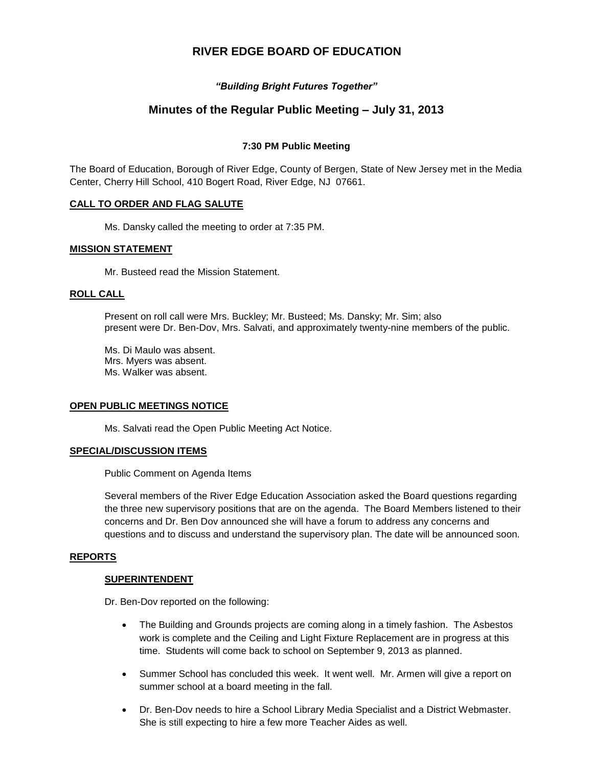# RIVER EDGE BOARD OF EDUCATION

***"Building Bright Futures Together"***

## Minutes of the Regular Public Meeting – July 31, 2013

**7:30 PM Public Meeting**

The Board of Education, Borough of River Edge, County of Bergen, State of New Jersey met in the Media Center, Cherry Hill School, 410 Bogert Road, River Edge, NJ 07661.

### CALL TO ORDER AND FLAG SALUTE

Ms. Dansky called the meeting to order at 7:35 PM.

### MISSION STATEMENT

Mr. Busteed read the Mission Statement.

### ROLL CALL

Present on roll call were Mrs. Buckley; Mr. Busteed; Ms. Dansky; Mr. Sim; also present were Dr. Ben-Dov, Mrs. Salvati, and approximately twenty-nine members of the public.

Ms. Di Maulo was absent.
Mrs. Myers was absent.
Ms. Walker was absent.

### OPEN PUBLIC MEETINGS NOTICE

Ms. Salvati read the Open Public Meeting Act Notice.

### SPECIAL/DISCUSSION ITEMS

Public Comment on Agenda Items

Several members of the River Edge Education Association asked the Board questions regarding the three new supervisory positions that are on the agenda. The Board Members listened to their concerns and Dr. Ben Dov announced she will have a forum to address any concerns and questions and to discuss and understand the supervisory plan. The date will be announced soon.

### REPORTS

#### SUPERINTENDENT

Dr. Ben-Dov reported on the following:

- The Building and Grounds projects are coming along in a timely fashion. The Asbestos work is complete and the Ceiling and Light Fixture Replacement are in progress at this time. Students will come back to school on September 9, 2013 as planned.
- Summer School has concluded this week. It went well. Mr. Armen will give a report on summer school at a board meeting in the fall.
- Dr. Ben-Dov needs to hire a School Library Media Specialist and a District Webmaster. She is still expecting to hire a few more Teacher Aides as well.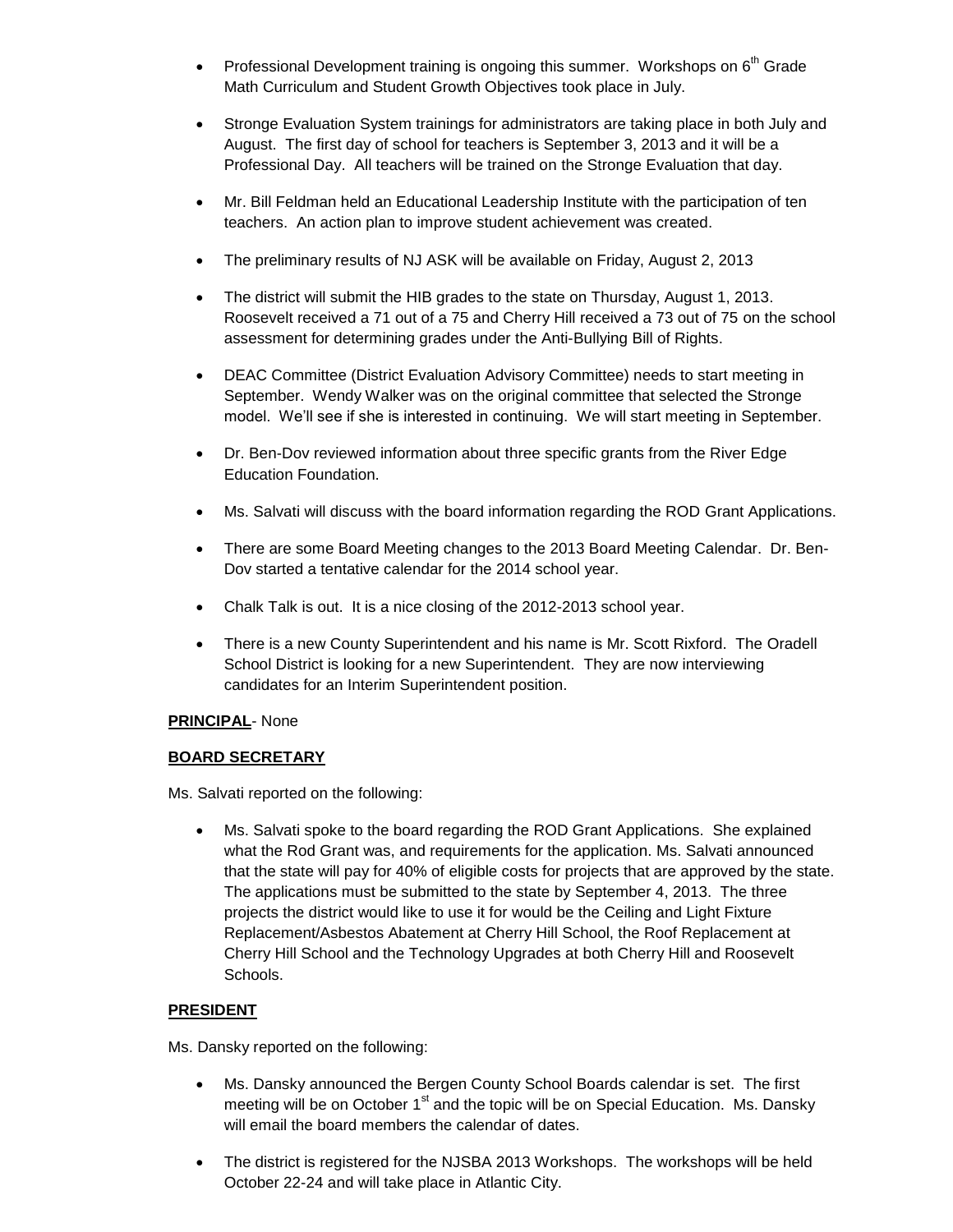- Professional Development training is ongoing this summer. Workshops on 6th Grade Math Curriculum and Student Growth Objectives took place in July.

- Stronge Evaluation System trainings for administrators are taking place in both July and August. The first day of school for teachers is September 3, 2013 and it will be a Professional Day. All teachers will be trained on the Stronge Evaluation that day.

- Mr. Bill Feldman held an Educational Leadership Institute with the participation of ten teachers. An action plan to improve student achievement was created.

- The preliminary results of NJ ASK will be available on Friday, August 2, 2013

- The district will submit the HIB grades to the state on Thursday, August 1, 2013. Roosevelt received a 71 out of a 75 and Cherry Hill received a 73 out of 75 on the school assessment for determining grades under the Anti-Bullying Bill of Rights.

- DEAC Committee (District Evaluation Advisory Committee) needs to start meeting in September. Wendy Walker was on the original committee that selected the Stronge model. We'll see if she is interested in continuing. We will start meeting in September.

- Dr. Ben-Dov reviewed information about three specific grants from the River Edge Education Foundation.

- Ms. Salvati will discuss with the board information regarding the ROD Grant Applications.

- There are some Board Meeting changes to the 2013 Board Meeting Calendar. Dr. Ben-Dov started a tentative calendar for the 2014 school year.

- Chalk Talk is out. It is a nice closing of the 2012-2013 school year.

- There is a new County Superintendent and his name is Mr. Scott Rixford. The Oradell School District is looking for a new Superintendent. They are now interviewing candidates for an Interim Superintendent position.

**PRINCIPAL**- None

**BOARD SECRETARY**

Ms. Salvati reported on the following:

- Ms. Salvati spoke to the board regarding the ROD Grant Applications. She explained what the Rod Grant was, and requirements for the application. Ms. Salvati announced that the state will pay for 40% of eligible costs for projects that are approved by the state. The applications must be submitted to the state by September 4, 2013. The three projects the district would like to use it for would be the Ceiling and Light Fixture Replacement/Asbestos Abatement at Cherry Hill School, the Roof Replacement at Cherry Hill School and the Technology Upgrades at both Cherry Hill and Roosevelt Schools.

**PRESIDENT**

Ms. Dansky reported on the following:

- Ms. Dansky announced the Bergen County School Boards calendar is set. The first meeting will be on October 1st and the topic will be on Special Education. Ms. Dansky will email the board members the calendar of dates.

- The district is registered for the NJSBA 2013 Workshops. The workshops will be held October 22-24 and will take place in Atlantic City.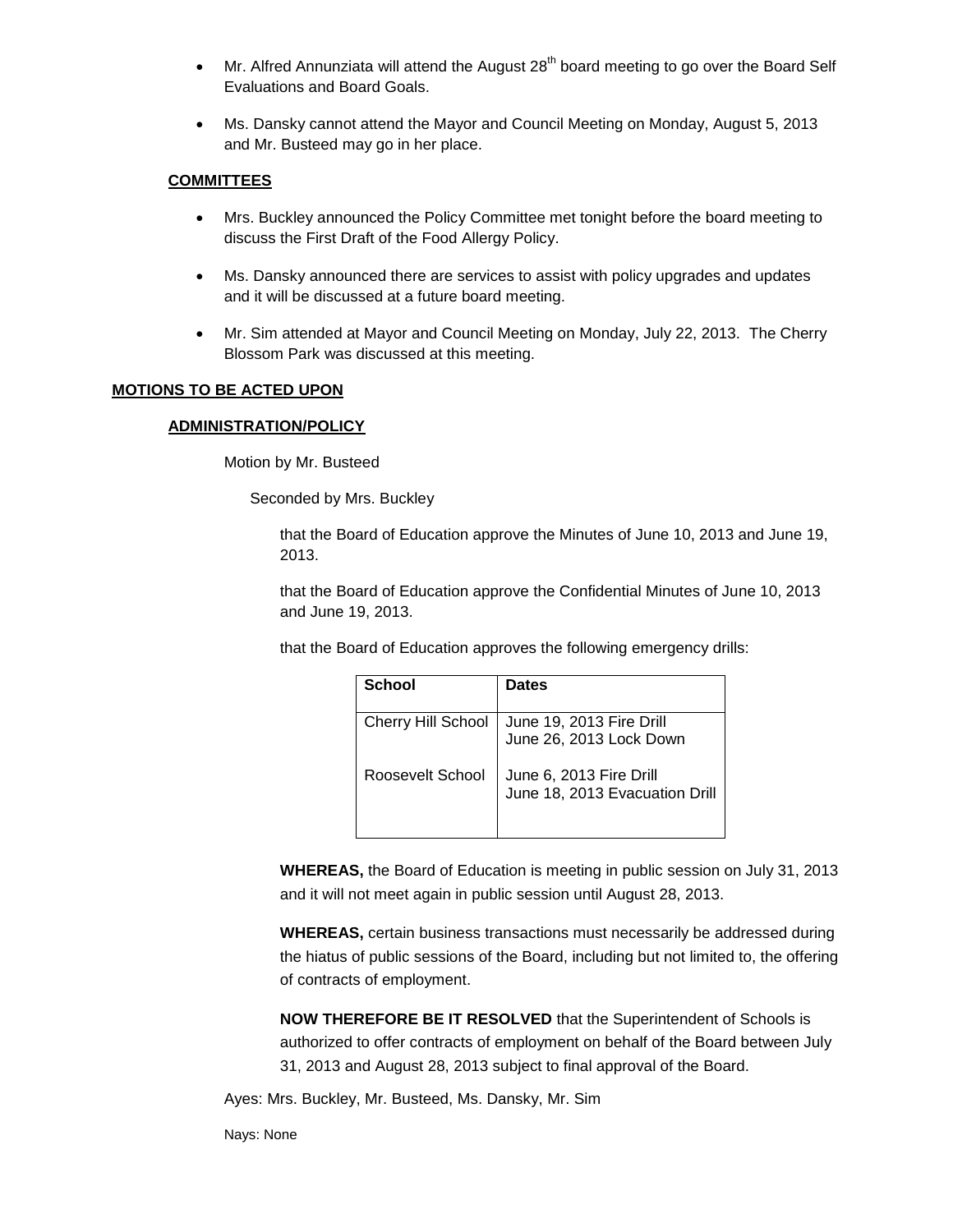- Mr. Alfred Annunziata will attend the August 28th board meeting to go over the Board Self Evaluations and Board Goals.
- Ms. Dansky cannot attend the Mayor and Council Meeting on Monday, August 5, 2013 and Mr. Busteed may go in her place.

**COMMITTEES**

- Mrs. Buckley announced the Policy Committee met tonight before the board meeting to discuss the First Draft of the Food Allergy Policy.
- Ms. Dansky announced there are services to assist with policy upgrades and updates and it will be discussed at a future board meeting.
- Mr. Sim attended at Mayor and Council Meeting on Monday, July 22, 2013. The Cherry Blossom Park was discussed at this meeting.

**MOTIONS TO BE ACTED UPON**

**ADMINISTRATION/POLICY**

Motion by Mr. Busteed

Seconded by Mrs. Buckley

that the Board of Education approve the Minutes of June 10, 2013 and June 19, 2013.

that the Board of Education approve the Confidential Minutes of June 10, 2013 and June 19, 2013.

that the Board of Education approves the following emergency drills:

| School | Dates |
|---|---|
| Cherry Hill School | June 19, 2013 Fire Drill<br>June 26, 2013 Lock Down |
| Roosevelt School | June 6, 2013 Fire Drill<br>June 18, 2013 Evacuation Drill |

**WHEREAS,** the Board of Education is meeting in public session on July 31, 2013 and it will not meet again in public session until August 28, 2013.

**WHEREAS,** certain business transactions must necessarily be addressed during the hiatus of public sessions of the Board, including but not limited to, the offering of contracts of employment.

**NOW THEREFORE BE IT RESOLVED** that the Superintendent of Schools is authorized to offer contracts of employment on behalf of the Board between July 31, 2013 and August 28, 2013 subject to final approval of the Board.

Ayes: Mrs. Buckley, Mr. Busteed, Ms. Dansky, Mr. Sim

Nays: None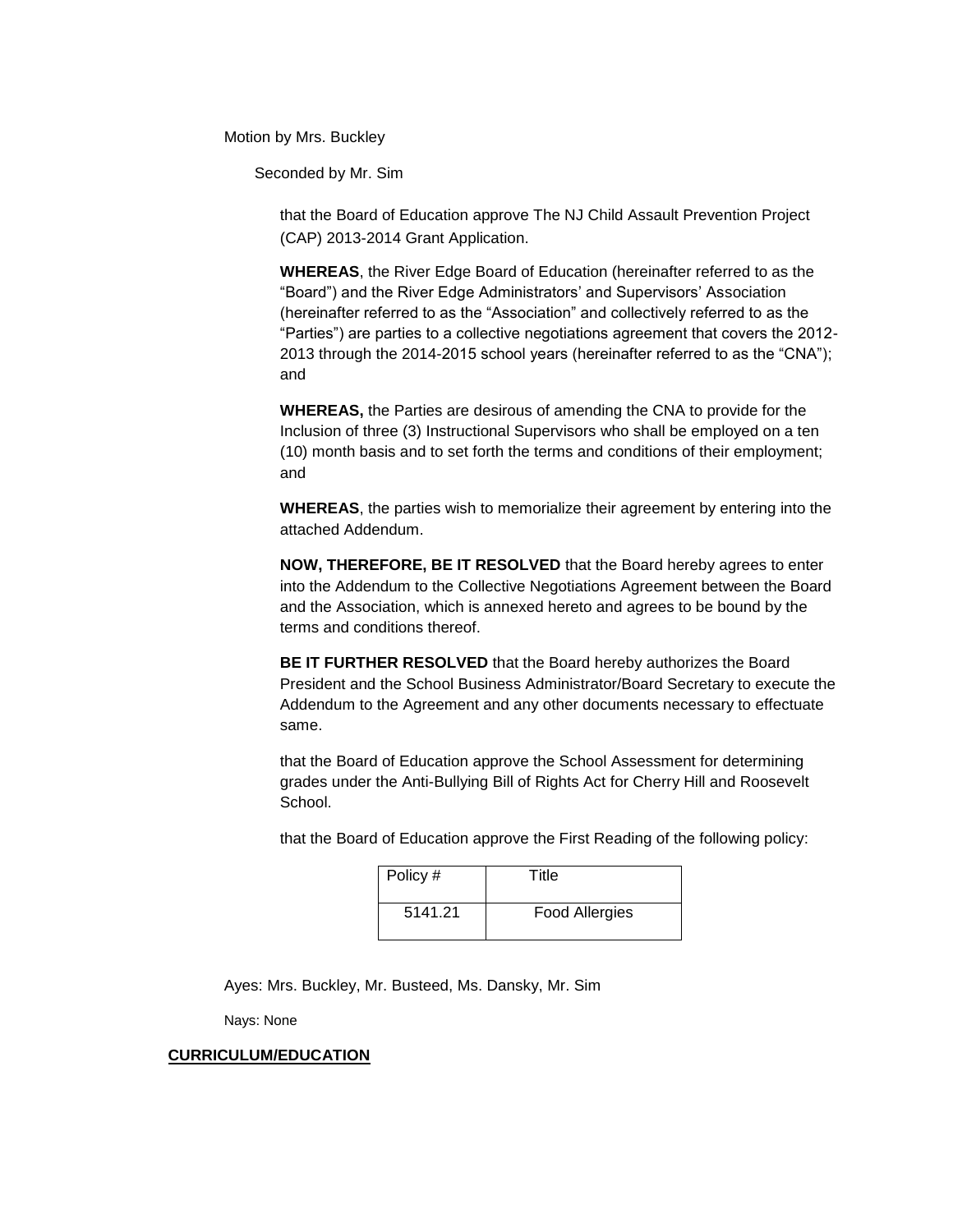Motion by Mrs. Buckley

Seconded by Mr. Sim

that the Board of Education approve The NJ Child Assault Prevention Project (CAP) 2013-2014 Grant Application.

**WHEREAS**, the River Edge Board of Education (hereinafter referred to as the "Board") and the River Edge Administrators' and Supervisors' Association (hereinafter referred to as the "Association" and collectively referred to as the "Parties") are parties to a collective negotiations agreement that covers the 2012-2013 through the 2014-2015 school years (hereinafter referred to as the "CNA"); and

**WHEREAS,** the Parties are desirous of amending the CNA to provide for the Inclusion of three (3) Instructional Supervisors who shall be employed on a ten (10) month basis and to set forth the terms and conditions of their employment; and

**WHEREAS**, the parties wish to memorialize their agreement by entering into the attached Addendum.

**NOW, THEREFORE, BE IT RESOLVED** that the Board hereby agrees to enter into the Addendum to the Collective Negotiations Agreement between the Board and the Association, which is annexed hereto and agrees to be bound by the terms and conditions thereof.

**BE IT FURTHER RESOLVED** that the Board hereby authorizes the Board President and the School Business Administrator/Board Secretary to execute the Addendum to the Agreement and any other documents necessary to effectuate same.

that the Board of Education approve the School Assessment for determining grades under the Anti-Bullying Bill of Rights Act for Cherry Hill and Roosevelt School.

that the Board of Education approve the First Reading of the following policy:

| Policy # | Title |
|---|---|
| 5141.21 | Food Allergies |

Ayes: Mrs. Buckley, Mr. Busteed, Ms. Dansky, Mr. Sim

Nays: None

**CURRICULUM/EDUCATION**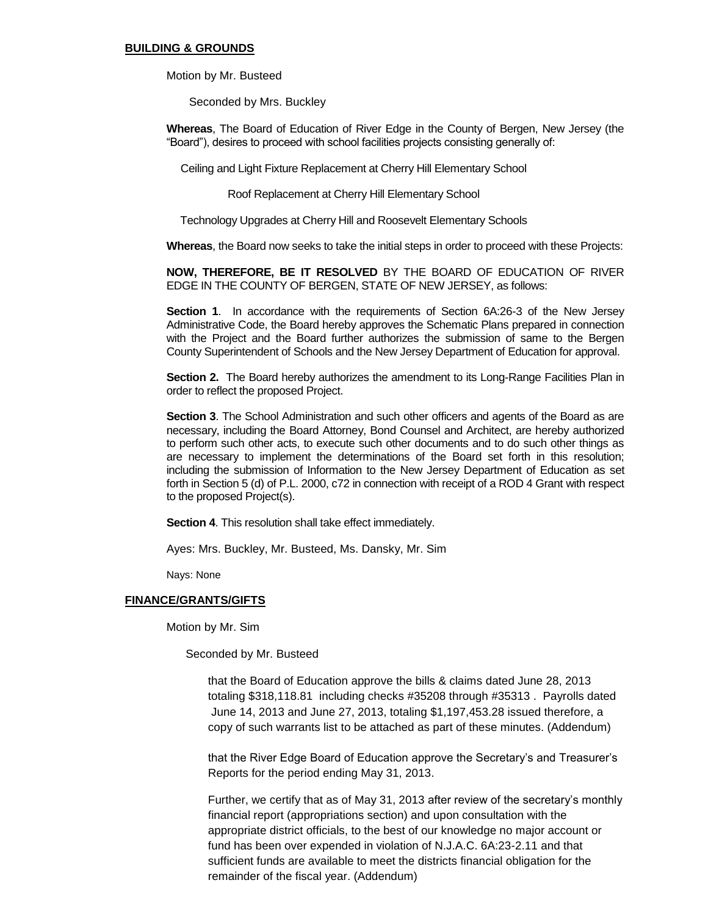**BUILDING & GROUNDS**

Motion by Mr. Busteed

Seconded by Mrs. Buckley

**Whereas**, The Board of Education of River Edge in the County of Bergen, New Jersey (the "Board"), desires to proceed with school facilities projects consisting generally of:

Ceiling and Light Fixture Replacement at Cherry Hill Elementary School

Roof Replacement at Cherry Hill Elementary School

Technology Upgrades at Cherry Hill and Roosevelt Elementary Schools

**Whereas**, the Board now seeks to take the initial steps in order to proceed with these Projects:

**NOW, THEREFORE, BE IT RESOLVED** BY THE BOARD OF EDUCATION OF RIVER EDGE IN THE COUNTY OF BERGEN, STATE OF NEW JERSEY, as follows:

**Section 1**. In accordance with the requirements of Section 6A:26-3 of the New Jersey Administrative Code, the Board hereby approves the Schematic Plans prepared in connection with the Project and the Board further authorizes the submission of same to the Bergen County Superintendent of Schools and the New Jersey Department of Education for approval.

**Section 2.** The Board hereby authorizes the amendment to its Long-Range Facilities Plan in order to reflect the proposed Project.

**Section 3**. The School Administration and such other officers and agents of the Board as are necessary, including the Board Attorney, Bond Counsel and Architect, are hereby authorized to perform such other acts, to execute such other documents and to do such other things as are necessary to implement the determinations of the Board set forth in this resolution; including the submission of Information to the New Jersey Department of Education as set forth in Section 5 (d) of P.L. 2000, c72 in connection with receipt of a ROD 4 Grant with respect to the proposed Project(s).

**Section 4**. This resolution shall take effect immediately.

Ayes: Mrs. Buckley, Mr. Busteed, Ms. Dansky, Mr. Sim

Nays: None

**FINANCE/GRANTS/GIFTS**

Motion by Mr. Sim

Seconded by Mr. Busteed

that the Board of Education approve the bills & claims dated June 28, 2013 totaling $318,118.81 including checks #35208 through #35313 . Payrolls dated June 14, 2013 and June 27, 2013, totaling $1,197,453.28 issued therefore, a copy of such warrants list to be attached as part of these minutes. (Addendum)

that the River Edge Board of Education approve the Secretary's and Treasurer's Reports for the period ending May 31, 2013.

Further, we certify that as of May 31, 2013 after review of the secretary's monthly financial report (appropriations section) and upon consultation with the appropriate district officials, to the best of our knowledge no major account or fund has been over expended in violation of N.J.A.C. 6A:23-2.11 and that sufficient funds are available to meet the districts financial obligation for the remainder of the fiscal year. (Addendum)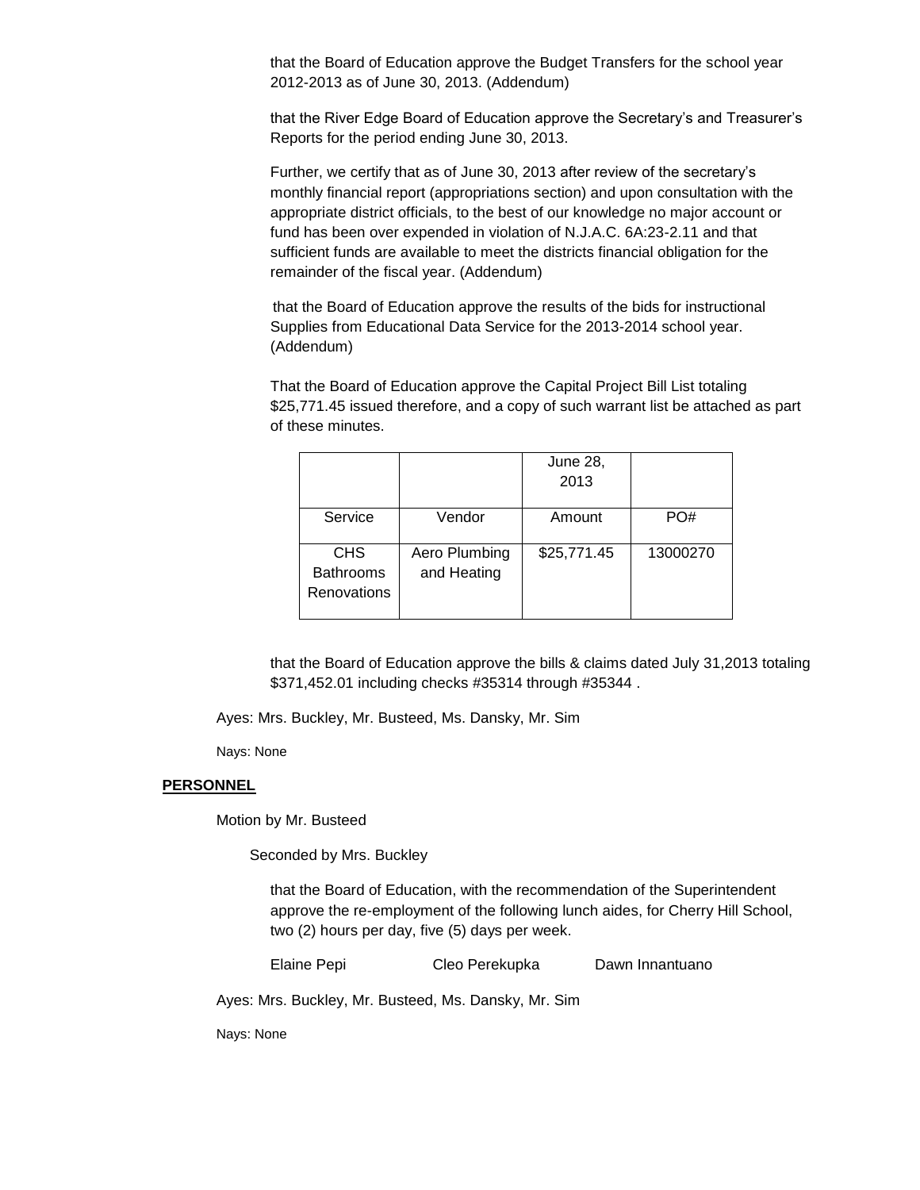that the Board of Education approve the Budget Transfers for the school year 2012-2013 as of June 30, 2013. (Addendum)

that the River Edge Board of Education approve the Secretary's and Treasurer's Reports for the period ending June 30, 2013.

Further, we certify that as of June 30, 2013 after review of the secretary's monthly financial report (appropriations section) and upon consultation with the appropriate district officials, to the best of our knowledge no major account or fund has been over expended in violation of N.J.A.C. 6A:23-2.11 and that sufficient funds are available to meet the districts financial obligation for the remainder of the fiscal year. (Addendum)

that the Board of Education approve the results of the bids for instructional Supplies from Educational Data Service for the 2013-2014 school year. (Addendum)

That the Board of Education approve the Capital Project Bill List totaling $25,771.45 issued therefore, and a copy of such warrant list be attached as part of these minutes.

| | | June 28, 2013 | |
|---|---|---|---|
| Service | Vendor | Amount | PO# |
| CHS Bathrooms Renovations | Aero Plumbing and Heating | $25,771.45 | 13000270 |

that the Board of Education approve the bills & claims dated July 31,2013 totaling $371,452.01 including checks #35314 through #35344 .

Ayes: Mrs. Buckley, Mr. Busteed, Ms. Dansky, Mr. Sim

Nays: None

**PERSONNEL**

Motion by Mr. Busteed

Seconded by Mrs. Buckley

that the Board of Education, with the recommendation of the Superintendent approve the re-employment of the following lunch aides, for Cherry Hill School, two (2) hours per day, five (5) days per week.

Elaine Pepi Cleo Perekupka Dawn Innantuano

Ayes: Mrs. Buckley, Mr. Busteed, Ms. Dansky, Mr. Sim

Nays: None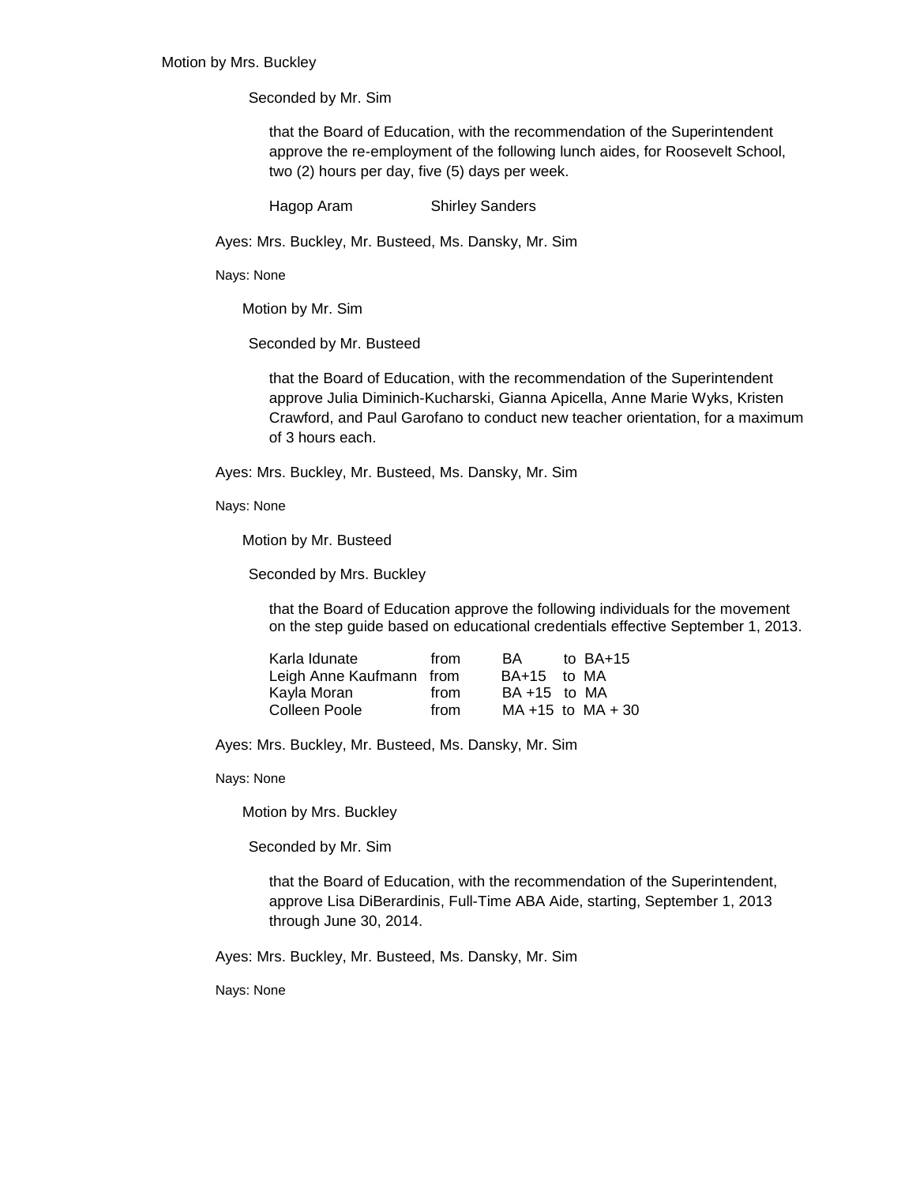Motion by Mrs. Buckley

Seconded by Mr. Sim

that the Board of Education, with the recommendation of the Superintendent approve the re-employment of the following lunch aides, for Roosevelt School, two (2) hours per day, five (5) days per week.

Hagop Aram Shirley Sanders

Ayes: Mrs. Buckley, Mr. Busteed, Ms. Dansky, Mr. Sim

Nays: None

Motion by Mr. Sim

Seconded by Mr. Busteed

that the Board of Education, with the recommendation of the Superintendent approve Julia Diminich-Kucharski, Gianna Apicella, Anne Marie Wyks, Kristen Crawford, and Paul Garofano to conduct new teacher orientation, for a maximum of 3 hours each.

Ayes: Mrs. Buckley, Mr. Busteed, Ms. Dansky, Mr. Sim

Nays: None

Motion by Mr. Busteed

Seconded by Mrs. Buckley

that the Board of Education approve the following individuals for the movement on the step guide based on educational credentials effective September 1, 2013.

| | | | |
|---|---|---|---|
| Karla Idunate | from | BA | to BA+15 |
| Leigh Anne Kaufmann | from | BA+15 | to MA |
| Kayla Moran | from | BA +15 | to MA |
| Colleen Poole | from | MA +15 | to MA + 30 |

Ayes: Mrs. Buckley, Mr. Busteed, Ms. Dansky, Mr. Sim

Nays: None

Motion by Mrs. Buckley

Seconded by Mr. Sim

that the Board of Education, with the recommendation of the Superintendent, approve Lisa DiBerardinis, Full-Time ABA Aide, starting, September 1, 2013 through June 30, 2014.

Ayes: Mrs. Buckley, Mr. Busteed, Ms. Dansky, Mr. Sim

Nays: None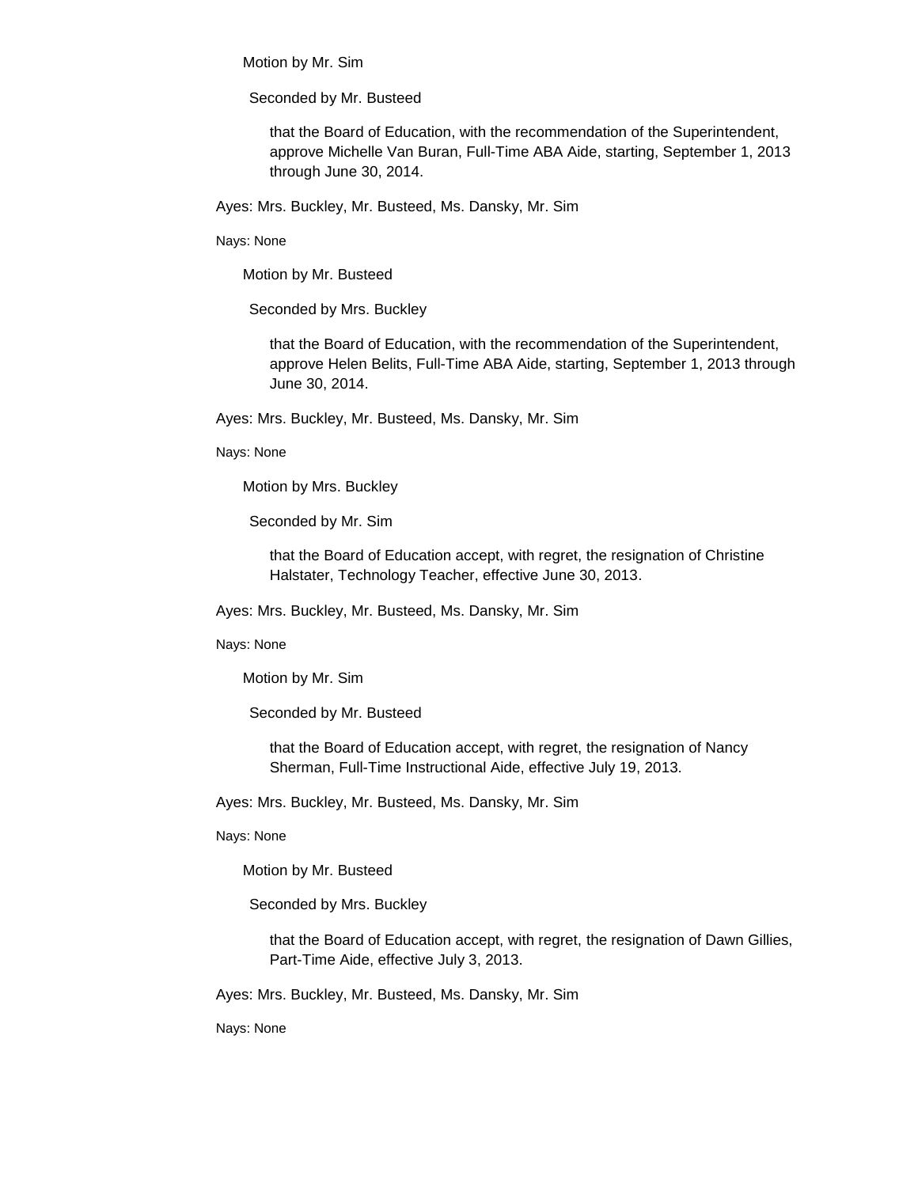Motion by Mr. Sim

Seconded by Mr. Busteed

that the Board of Education, with the recommendation of the Superintendent, approve Michelle Van Buran, Full-Time ABA Aide, starting, September 1, 2013 through June 30, 2014.

Ayes: Mrs. Buckley, Mr. Busteed, Ms. Dansky, Mr. Sim

Nays: None

Motion by Mr. Busteed

Seconded by Mrs. Buckley

that the Board of Education, with the recommendation of the Superintendent, approve Helen Belits, Full-Time ABA Aide, starting, September 1, 2013 through June 30, 2014.

Ayes: Mrs. Buckley, Mr. Busteed, Ms. Dansky, Mr. Sim

Nays: None

Motion by Mrs. Buckley

Seconded by Mr. Sim

that the Board of Education accept, with regret, the resignation of Christine Halstater, Technology Teacher, effective June 30, 2013.

Ayes: Mrs. Buckley, Mr. Busteed, Ms. Dansky, Mr. Sim

Nays: None

Motion by Mr. Sim

Seconded by Mr. Busteed

that the Board of Education accept, with regret, the resignation of Nancy Sherman, Full-Time Instructional Aide, effective July 19, 2013.

Ayes: Mrs. Buckley, Mr. Busteed, Ms. Dansky, Mr. Sim

Nays: None

Motion by Mr. Busteed

Seconded by Mrs. Buckley

that the Board of Education accept, with regret, the resignation of Dawn Gillies, Part-Time Aide, effective July 3, 2013.

Ayes: Mrs. Buckley, Mr. Busteed, Ms. Dansky, Mr. Sim

Nays: None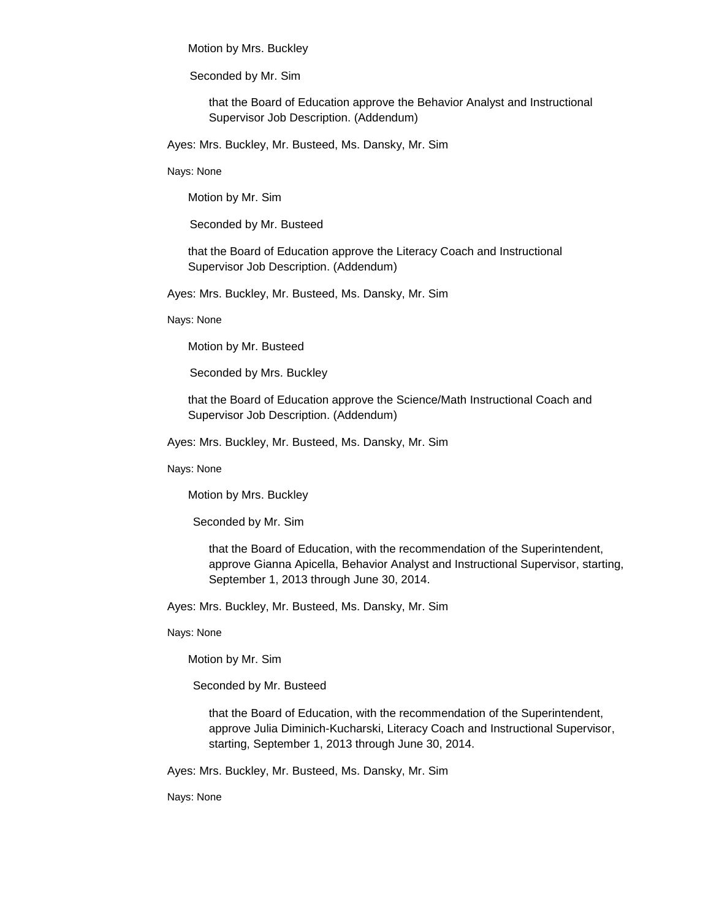Motion by Mrs. Buckley

Seconded by Mr. Sim

that the Board of Education approve the Behavior Analyst and Instructional Supervisor Job Description. (Addendum)

Ayes: Mrs. Buckley, Mr. Busteed, Ms. Dansky, Mr. Sim

Nays: None

Motion by Mr. Sim

Seconded by Mr. Busteed

that the Board of Education approve the Literacy Coach and Instructional Supervisor Job Description. (Addendum)

Ayes: Mrs. Buckley, Mr. Busteed, Ms. Dansky, Mr. Sim

Nays: None

Motion by Mr. Busteed

Seconded by Mrs. Buckley

that the Board of Education approve the Science/Math Instructional Coach and Supervisor Job Description. (Addendum)

Ayes: Mrs. Buckley, Mr. Busteed, Ms. Dansky, Mr. Sim

Nays: None

Motion by Mrs. Buckley

Seconded by Mr. Sim

that the Board of Education, with the recommendation of the Superintendent, approve Gianna Apicella, Behavior Analyst and Instructional Supervisor, starting, September 1, 2013 through June 30, 2014.

Ayes: Mrs. Buckley, Mr. Busteed, Ms. Dansky, Mr. Sim

Nays: None

Motion by Mr. Sim

Seconded by Mr. Busteed

that the Board of Education, with the recommendation of the Superintendent, approve Julia Diminich-Kucharski, Literacy Coach and Instructional Supervisor, starting, September 1, 2013 through June 30, 2014.

Ayes: Mrs. Buckley, Mr. Busteed, Ms. Dansky, Mr. Sim

Nays: None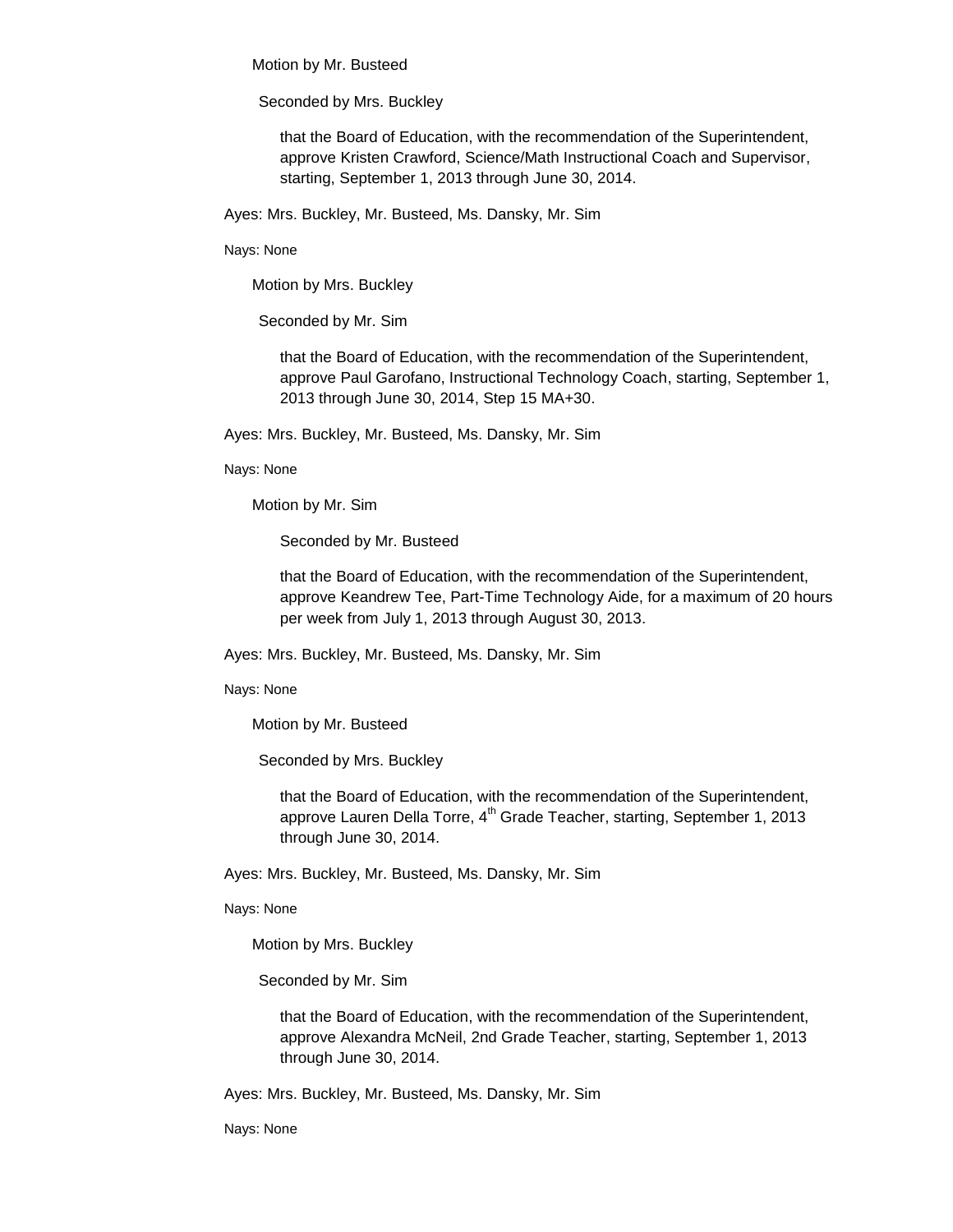Motion by Mr. Busteed

Seconded by Mrs. Buckley

that the Board of Education, with the recommendation of the Superintendent, approve Kristen Crawford, Science/Math Instructional Coach and Supervisor, starting, September 1, 2013 through June 30, 2014.

Ayes: Mrs. Buckley, Mr. Busteed, Ms. Dansky, Mr. Sim

Nays: None

Motion by Mrs. Buckley

Seconded by Mr. Sim

that the Board of Education, with the recommendation of the Superintendent, approve Paul Garofano, Instructional Technology Coach, starting, September 1, 2013 through June 30, 2014, Step 15 MA+30.

Ayes: Mrs. Buckley, Mr. Busteed, Ms. Dansky, Mr. Sim

Nays: None

Motion by Mr. Sim

Seconded by Mr. Busteed

that the Board of Education, with the recommendation of the Superintendent, approve Keandrew Tee, Part-Time Technology Aide, for a maximum of 20 hours per week from July 1, 2013 through August 30, 2013.

Ayes: Mrs. Buckley, Mr. Busteed, Ms. Dansky, Mr. Sim

Nays: None

Motion by Mr. Busteed

Seconded by Mrs. Buckley

that the Board of Education, with the recommendation of the Superintendent, approve Lauren Della Torre, 4th Grade Teacher, starting, September 1, 2013 through June 30, 2014.

Ayes: Mrs. Buckley, Mr. Busteed, Ms. Dansky, Mr. Sim

Nays: None

Motion by Mrs. Buckley

Seconded by Mr. Sim

that the Board of Education, with the recommendation of the Superintendent, approve Alexandra McNeil, 2nd Grade Teacher, starting, September 1, 2013 through June 30, 2014.

Ayes: Mrs. Buckley, Mr. Busteed, Ms. Dansky, Mr. Sim

Nays: None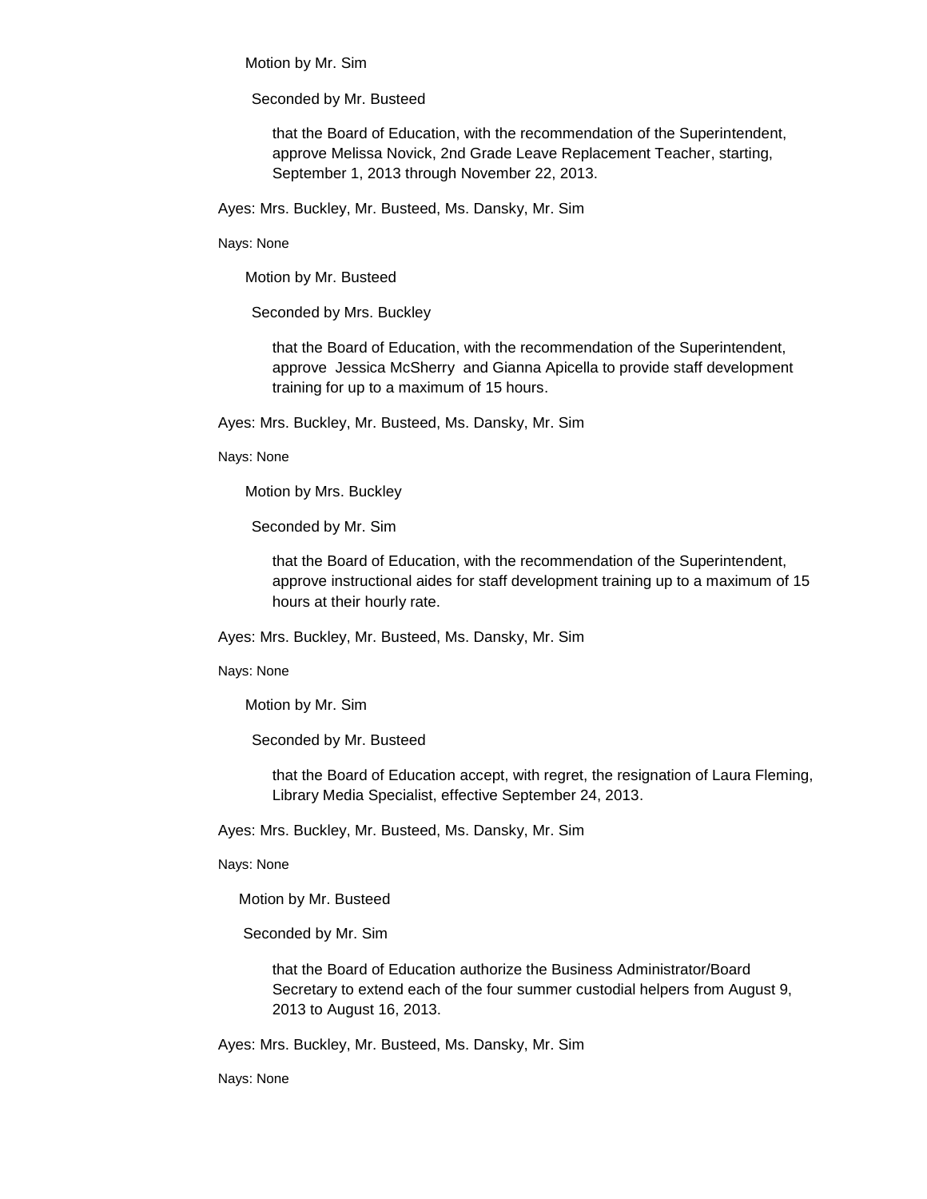Motion by Mr. Sim

Seconded by Mr. Busteed

that the Board of Education, with the recommendation of the Superintendent, approve Melissa Novick, 2nd Grade Leave Replacement Teacher, starting, September 1, 2013 through November 22, 2013.

Ayes: Mrs. Buckley, Mr. Busteed, Ms. Dansky, Mr. Sim

Nays: None

Motion by Mr. Busteed

Seconded by Mrs. Buckley

that the Board of Education, with the recommendation of the Superintendent, approve Jessica McSherry and Gianna Apicella to provide staff development training for up to a maximum of 15 hours.

Ayes: Mrs. Buckley, Mr. Busteed, Ms. Dansky, Mr. Sim

Nays: None

Motion by Mrs. Buckley

Seconded by Mr. Sim

that the Board of Education, with the recommendation of the Superintendent, approve instructional aides for staff development training up to a maximum of 15 hours at their hourly rate.

Ayes: Mrs. Buckley, Mr. Busteed, Ms. Dansky, Mr. Sim

Nays: None

Motion by Mr. Sim

Seconded by Mr. Busteed

that the Board of Education accept, with regret, the resignation of Laura Fleming, Library Media Specialist, effective September 24, 2013.

Ayes: Mrs. Buckley, Mr. Busteed, Ms. Dansky, Mr. Sim

Nays: None

Motion by Mr. Busteed

Seconded by Mr. Sim

that the Board of Education authorize the Business Administrator/Board Secretary to extend each of the four summer custodial helpers from August 9, 2013 to August 16, 2013.

Ayes: Mrs. Buckley, Mr. Busteed, Ms. Dansky, Mr. Sim

Nays: None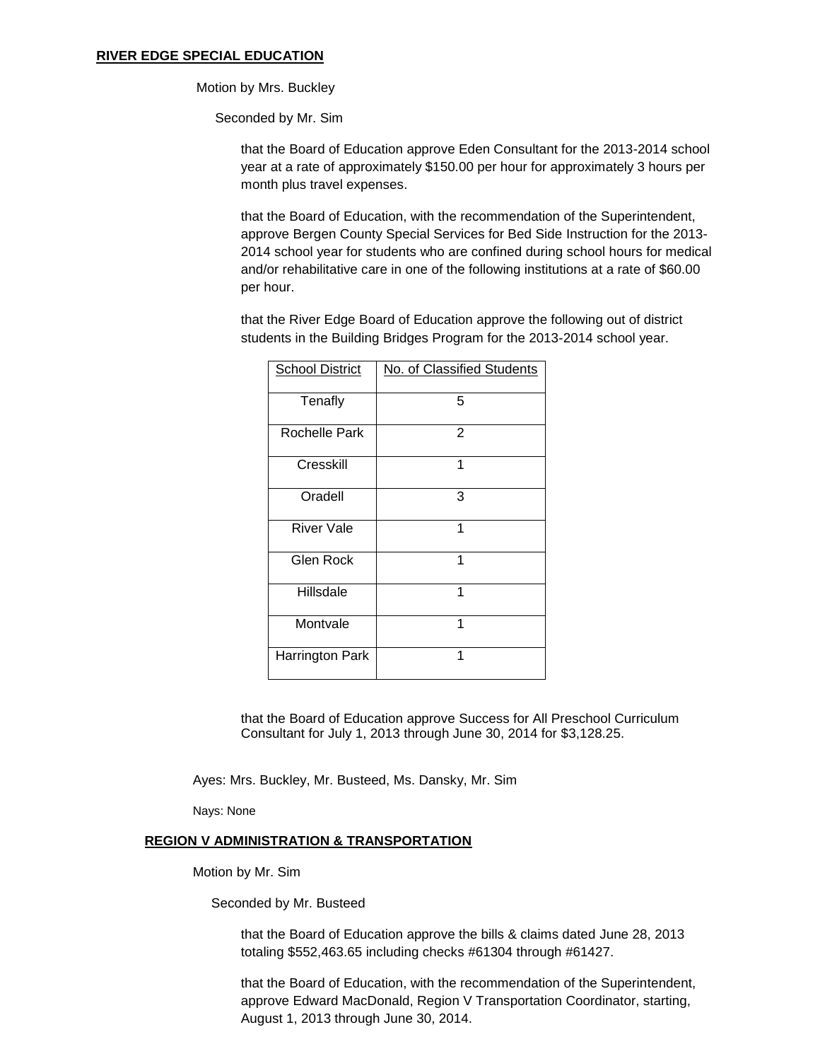**RIVER EDGE SPECIAL EDUCATION**

Motion by Mrs. Buckley

Seconded by Mr. Sim

that the Board of Education approve Eden Consultant for the 2013-2014 school year at a rate of approximately $150.00 per hour for approximately 3 hours per month plus travel expenses.

that the Board of Education, with the recommendation of the Superintendent, approve Bergen County Special Services for Bed Side Instruction for the 2013-2014 school year for students who are confined during school hours for medical and/or rehabilitative care in one of the following institutions at a rate of $60.00 per hour.

that the River Edge Board of Education approve the following out of district students in the Building Bridges Program for the 2013-2014 school year.

| School District | No. of Classified Students |
|---|---|
| Tenafly | 5 |
| Rochelle Park | 2 |
| Cresskill | 1 |
| Oradell | 3 |
| River Vale | 1 |
| Glen Rock | 1 |
| Hillsdale | 1 |
| Montvale | 1 |
| Harrington Park | 1 |

that the Board of Education approve Success for All Preschool Curriculum Consultant for July 1, 2013 through June 30, 2014 for $3,128.25.

Ayes: Mrs. Buckley, Mr. Busteed, Ms. Dansky, Mr. Sim

Nays: None

**REGION V ADMINISTRATION & TRANSPORTATION**

Motion by Mr. Sim

Seconded by Mr. Busteed

that the Board of Education approve the bills & claims dated June 28, 2013 totaling $552,463.65 including checks #61304 through #61427.

that the Board of Education, with the recommendation of the Superintendent, approve Edward MacDonald, Region V Transportation Coordinator, starting, August 1, 2013 through June 30, 2014.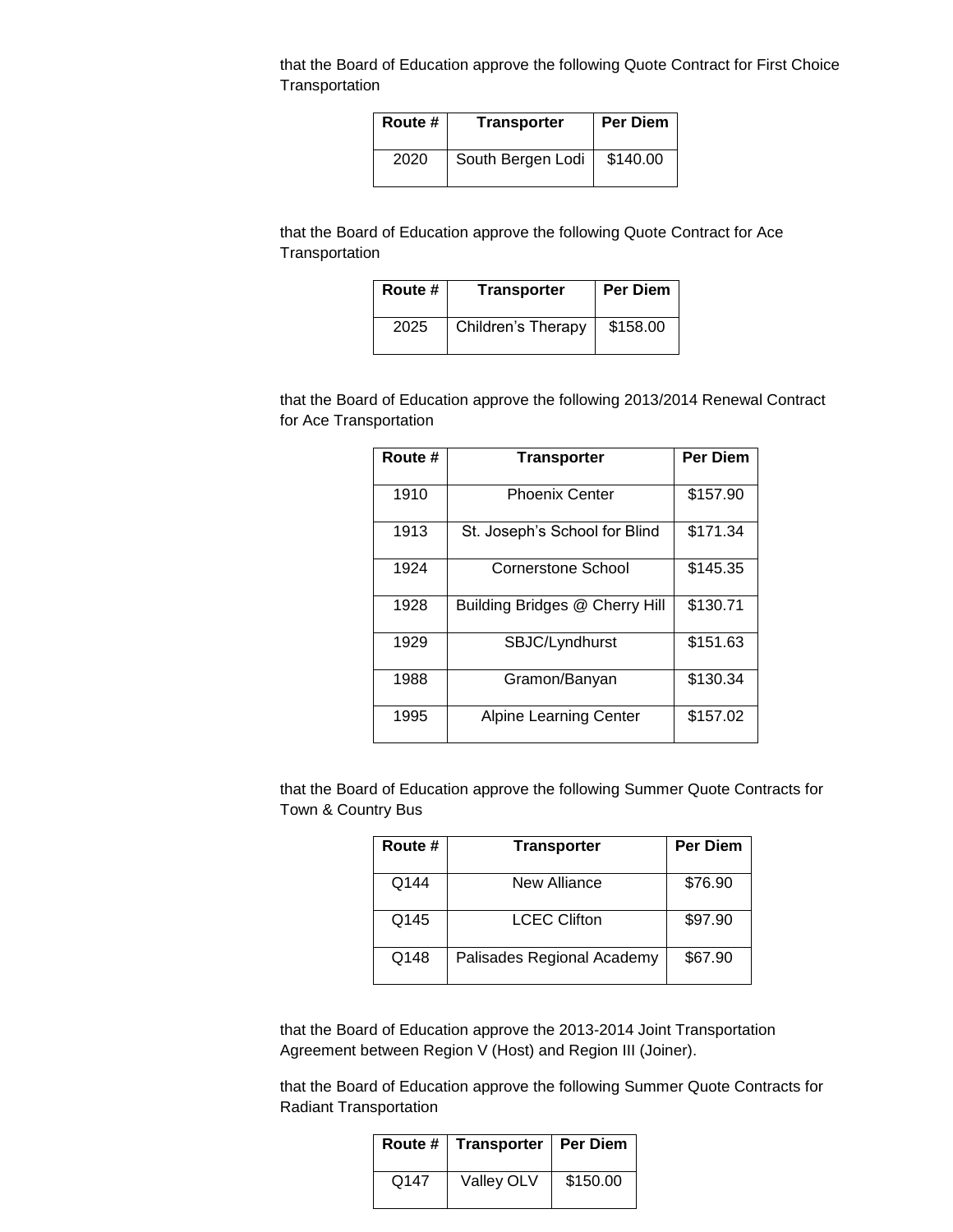that the Board of Education approve the following Quote Contract for First Choice Transportation

| Route # | Transporter | Per Diem |
|---|---|---|
| 2020 | South Bergen Lodi | $140.00 |

that the Board of Education approve the following Quote Contract for Ace Transportation

| Route # | Transporter | Per Diem |
|---|---|---|
| 2025 | Children's Therapy | $158.00 |

that the Board of Education approve the following 2013/2014 Renewal Contract for Ace Transportation

| Route # | Transporter | Per Diem |
|---|---|---|
| 1910 | Phoenix Center | $157.90 |
| 1913 | St. Joseph's School for Blind | $171.34 |
| 1924 | Cornerstone School | $145.35 |
| 1928 | Building Bridges @ Cherry Hill | $130.71 |
| 1929 | SBJC/Lyndhurst | $151.63 |
| 1988 | Gramon/Banyan | $130.34 |
| 1995 | Alpine Learning Center | $157.02 |

that the Board of Education approve the following Summer Quote Contracts for Town & Country Bus

| Route # | Transporter | Per Diem |
|---|---|---|
| Q144 | New Alliance | $76.90 |
| Q145 | LCEC Clifton | $97.90 |
| Q148 | Palisades Regional Academy | $67.90 |

that the Board of Education approve the 2013-2014 Joint Transportation Agreement between Region V (Host) and Region III (Joiner).

that the Board of Education approve the following Summer Quote Contracts for Radiant Transportation

| Route # | Transporter | Per Diem |
|---|---|---|
| Q147 | Valley OLV | $150.00 |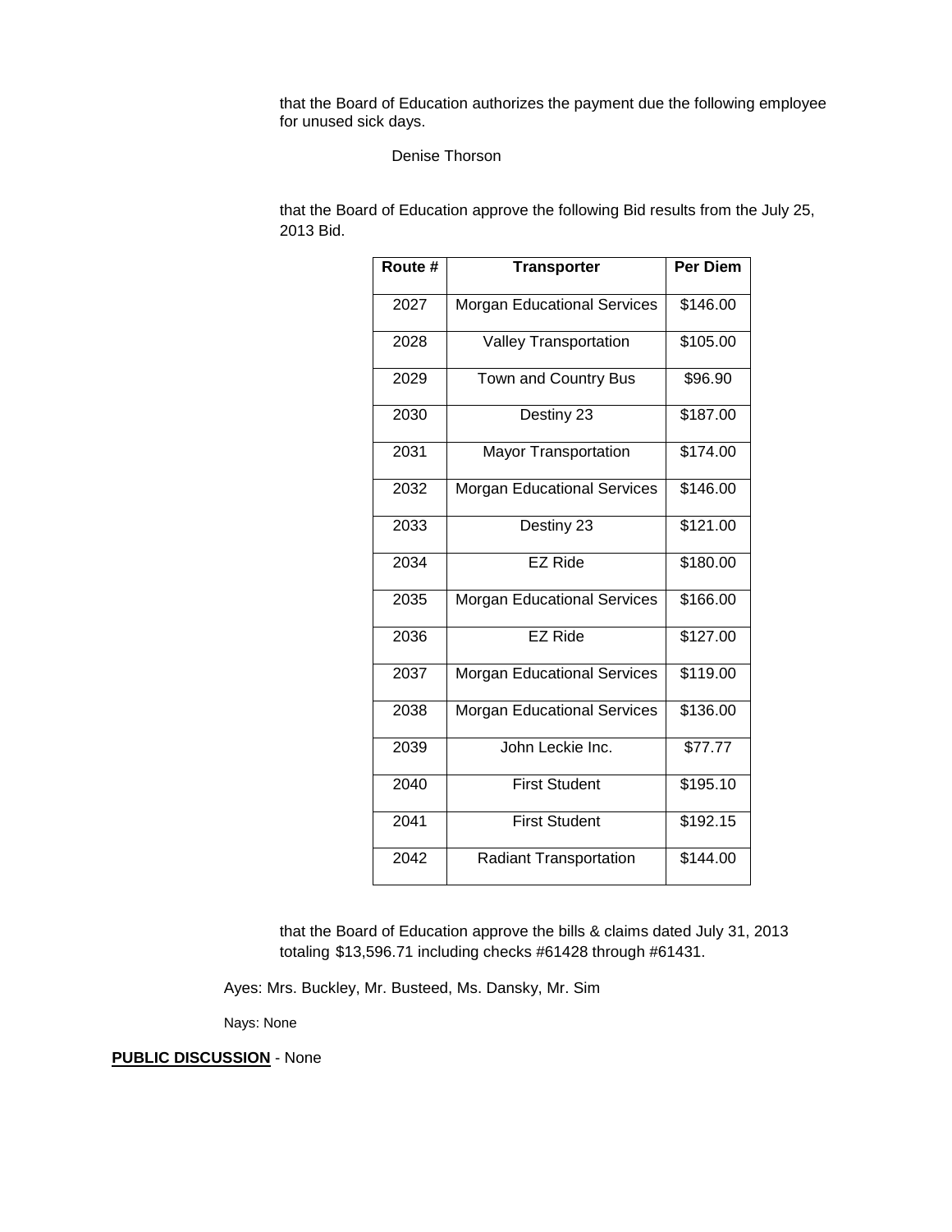that the Board of Education authorizes the payment due the following employee for unused sick days.

Denise Thorson

that the Board of Education approve the following Bid results from the July 25, 2013 Bid.

| Route # | Transporter | Per Diem |
|---|---|---|
| 2027 | Morgan Educational Services | $146.00 |
| 2028 | Valley Transportation | $105.00 |
| 2029 | Town and Country Bus | $96.90 |
| 2030 | Destiny 23 | $187.00 |
| 2031 | Mayor Transportation | $174.00 |
| 2032 | Morgan Educational Services | $146.00 |
| 2033 | Destiny 23 | $121.00 |
| 2034 | EZ Ride | $180.00 |
| 2035 | Morgan Educational Services | $166.00 |
| 2036 | EZ Ride | $127.00 |
| 2037 | Morgan Educational Services | $119.00 |
| 2038 | Morgan Educational Services | $136.00 |
| 2039 | John Leckie Inc. | $77.77 |
| 2040 | First Student | $195.10 |
| 2041 | First Student | $192.15 |
| 2042 | Radiant Transportation | $144.00 |

that the Board of Education approve the bills & claims dated July 31, 2013 totaling $13,596.71 including checks #61428 through #61431.

Ayes: Mrs. Buckley, Mr. Busteed, Ms. Dansky, Mr. Sim

Nays: None

**PUBLIC DISCUSSION** - None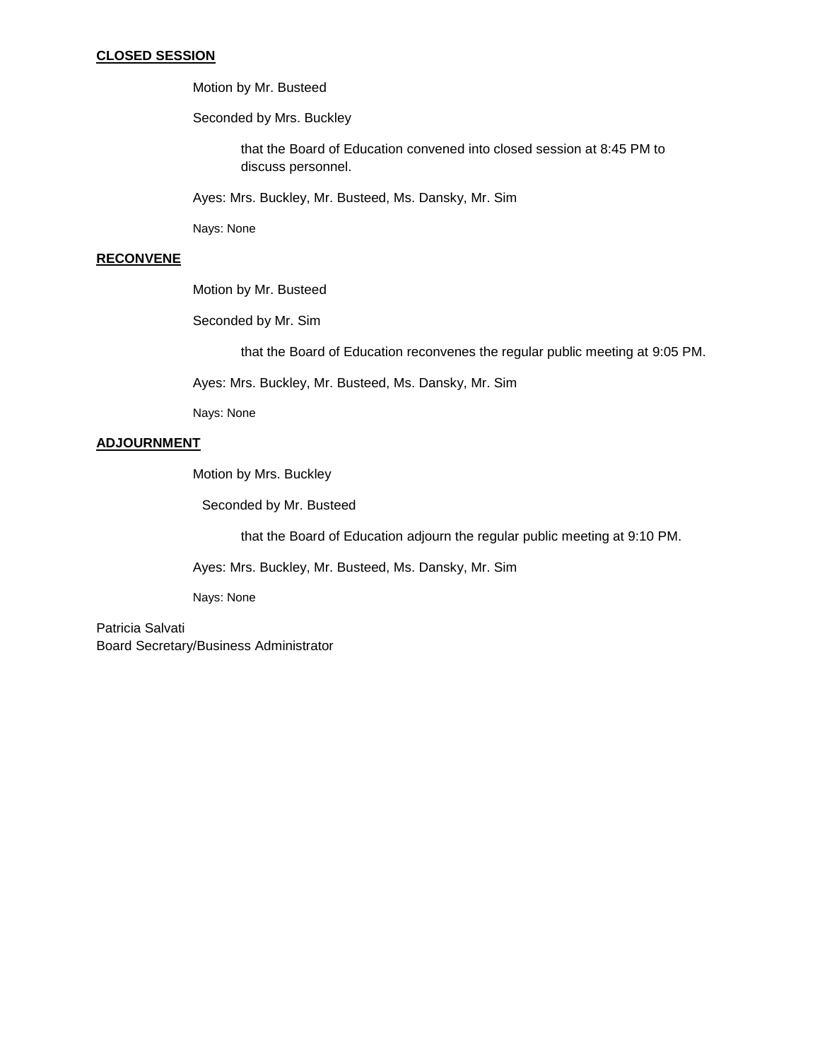**CLOSED SESSION**

Motion by Mr. Busteed

Seconded by Mrs. Buckley

that the Board of Education convened into closed session at 8:45 PM to discuss personnel.

Ayes: Mrs. Buckley, Mr. Busteed, Ms. Dansky, Mr. Sim

Nays: None

**RECONVENE**

Motion by Mr. Busteed

Seconded by Mr. Sim

that the Board of Education reconvenes the regular public meeting at 9:05 PM.

Ayes: Mrs. Buckley, Mr. Busteed, Ms. Dansky, Mr. Sim

Nays: None

**ADJOURNMENT**

Motion by Mrs. Buckley

Seconded by Mr. Busteed

that the Board of Education adjourn the regular public meeting at 9:10 PM.

Ayes: Mrs. Buckley, Mr. Busteed, Ms. Dansky, Mr. Sim

Nays: None

Patricia Salvati
Board Secretary/Business Administrator